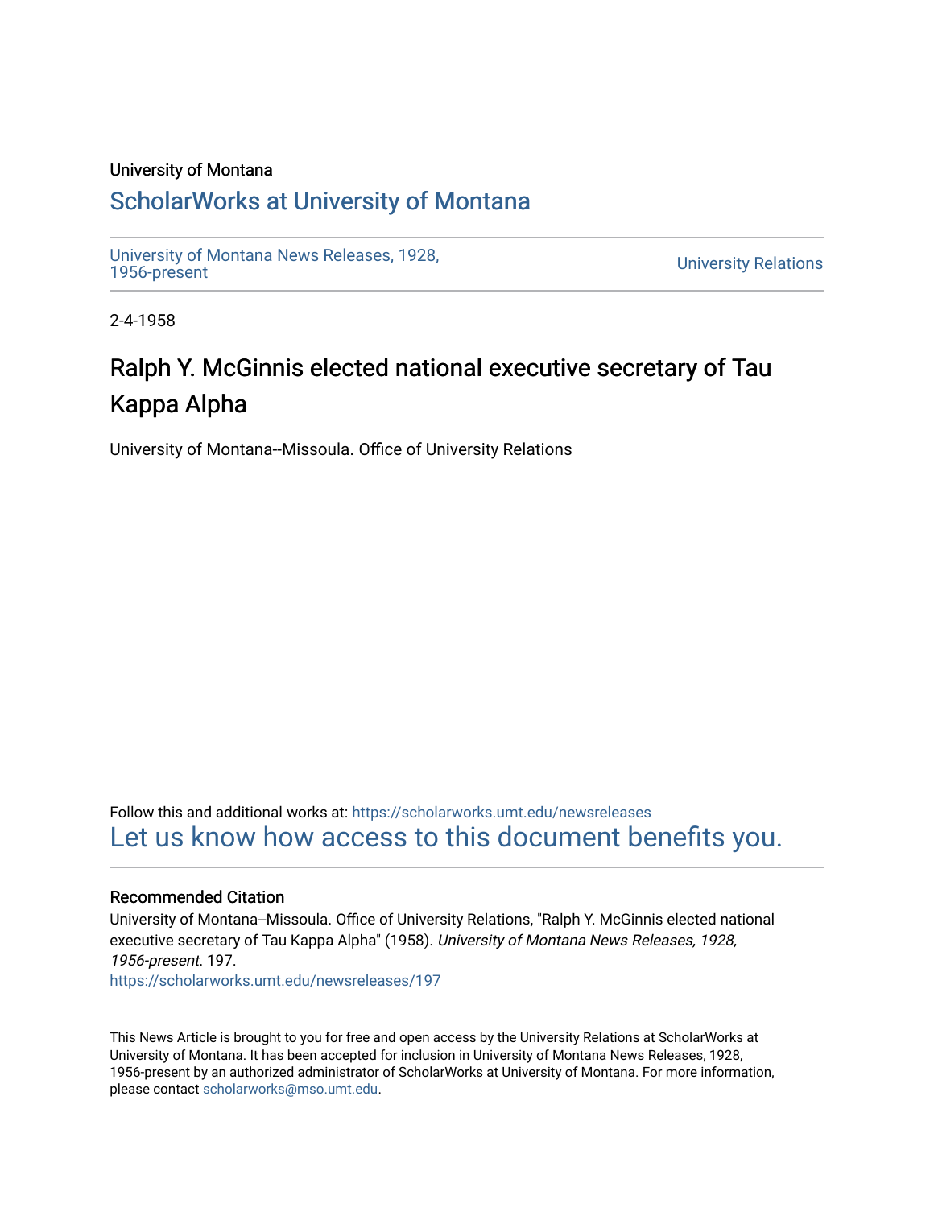University of Montana

# ScholarWorks at University of Montana

University of Montana News Releases, 1928, 1956-present

University Relations

2-4-1958

## Ralph Y. McGinnis elected national executive secretary of Tau Kappa Alpha

University of Montana--Missoula. Office of University Relations

Follow this and additional works at: https://scholarworks.umt.edu/newsreleases

Let us know how access to this document benefits you.

### Recommended Citation

University of Montana--Missoula. Office of University Relations, "Ralph Y. McGinnis elected national executive secretary of Tau Kappa Alpha" (1958). *University of Montana News Releases, 1928, 1956-present*. 197.
https://scholarworks.umt.edu/newsreleases/197

This News Article is brought to you for free and open access by the University Relations at ScholarWorks at University of Montana. It has been accepted for inclusion in University of Montana News Releases, 1928, 1956-present by an authorized administrator of ScholarWorks at University of Montana. For more information, please contact scholarworks@mso.umt.edu.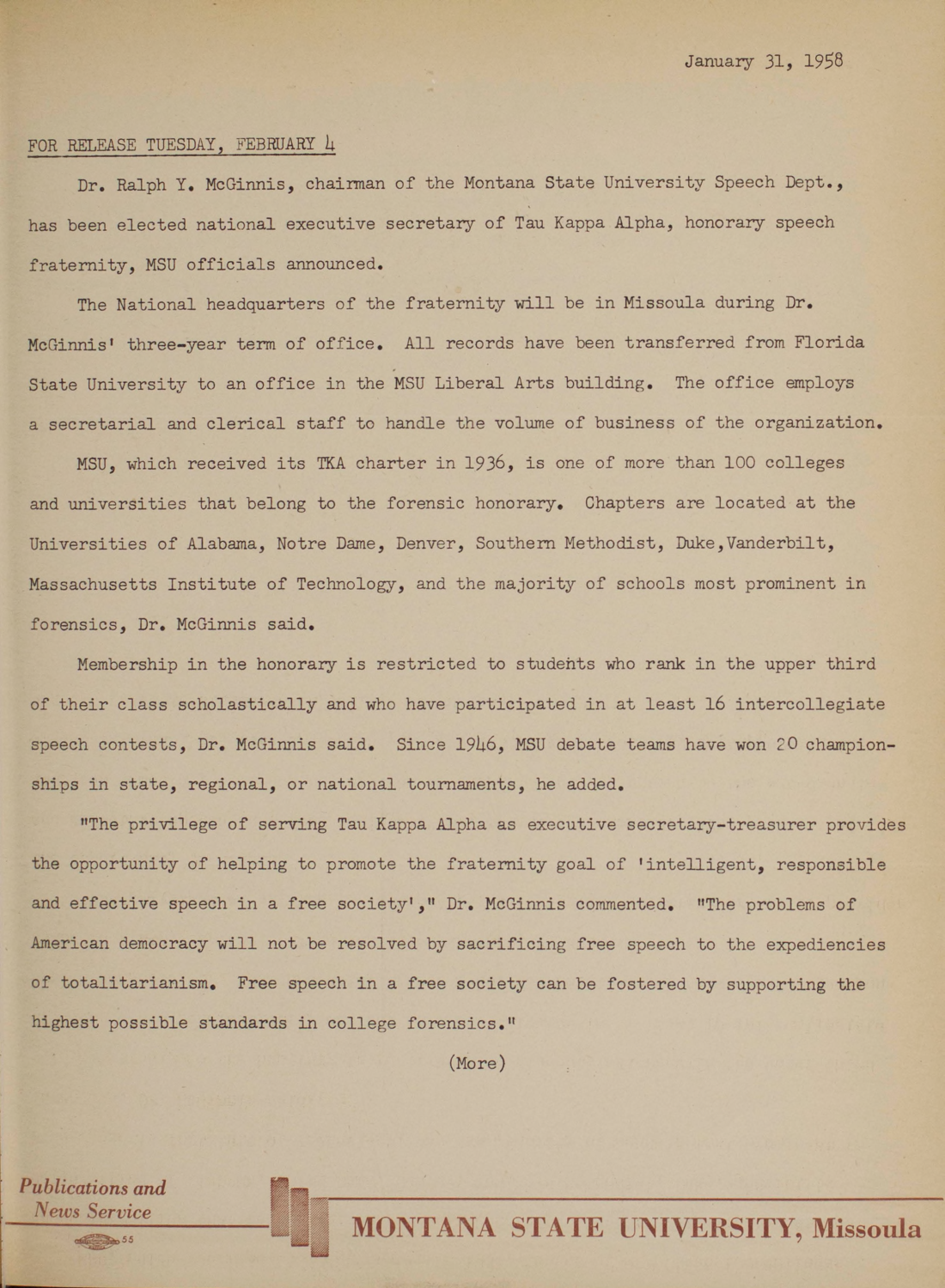January 31, 1958

FOR RELEASE TUESDAY, FEBRUARY 4

Dr. Ralph Y. McGinnis, chairman of the Montana State University Speech Dept., has been elected national executive secretary of Tau Kappa Alpha, honorary speech fraternity, MSU officials announced.

The National headquarters of the fraternity will be in Missoula during Dr. McGinnis' three-year term of office. All records have been transferred from Florida State University to an office in the MSU Liberal Arts building. The office employs a secretarial and clerical staff to handle the volume of business of the organization.

MSU, which received its TKA charter in 1936, is one of more than 100 colleges and universities that belong to the forensic honorary. Chapters are located at the Universities of Alabama, Notre Dame, Denver, Southern Methodist, Duke, Vanderbilt, Massachusetts Institute of Technology, and the majority of schools most prominent in forensics, Dr. McGinnis said.

Membership in the honorary is restricted to students who rank in the upper third of their class scholastically and who have participated in at least 16 intercollegiate speech contests, Dr. McGinnis said. Since 1946, MSU debate teams have won 20 championships in state, regional, or national tournaments, he added.

"The privilege of serving Tau Kappa Alpha as executive secretary-treasurer provides the opportunity of helping to promote the fraternity goal of 'intelligent, responsible and effective speech in a free society'," Dr. McGinnis commented. "The problems of American democracy will not be resolved by sacrificing free speech to the expediencies of totalitarianism. Free speech in a free society can be fostered by supporting the highest possible standards in college forensics."

(More)

*Publications and News Service*

**MONTANA STATE UNIVERSITY, Missoula**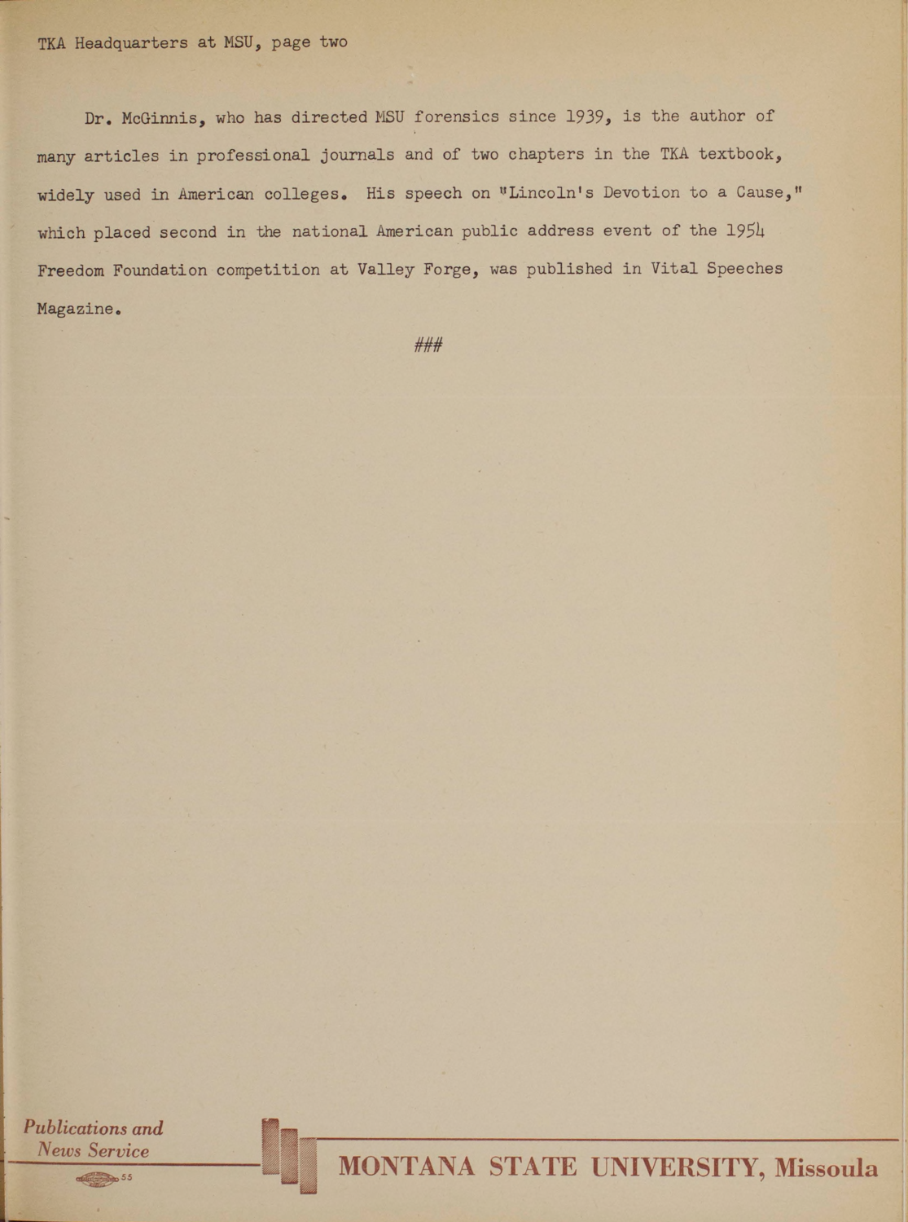Dr. McGinnis, who has directed MSU forensics since 1939, is the author of many articles in professional journals and of two chapters in the TKA textbook, widely used in American colleges. His speech on "Lincoln's Devotion to a Cause," which placed second in the national American public address event of the 1954 Freedom Foundation competition at Valley Forge, was published in Vital Speeches Magazine.

###